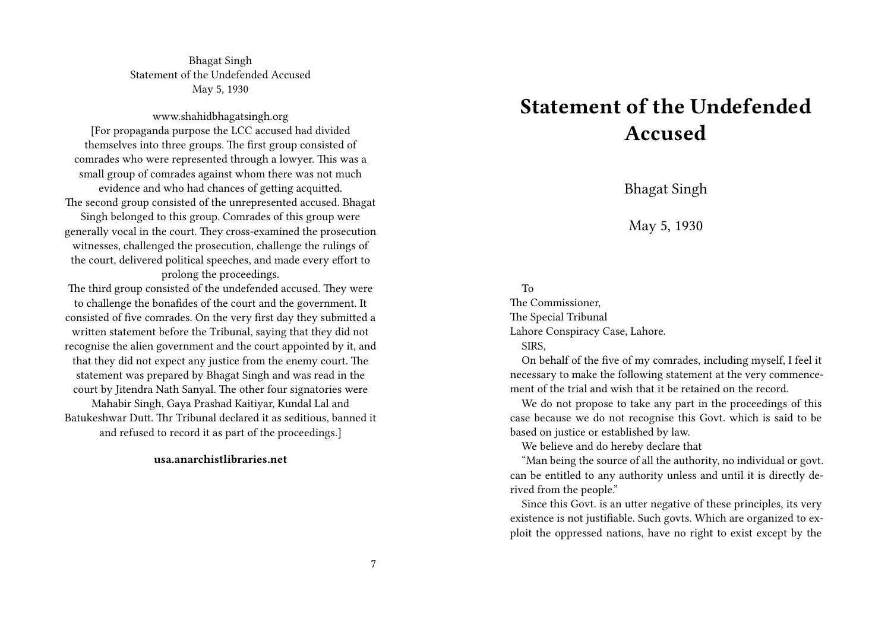Bhagat Singh
Statement of the Undefended Accused
May 5, 1930

www.shahidbhagatsingh.org
[For propaganda purpose the LCC accused had divided themselves into three groups. The first group consisted of comrades who were represented through a lowyer. This was a small group of comrades against whom there was not much evidence and who had chances of getting acquitted.
The second group consisted of the unrepresented accused. Bhagat Singh belonged to this group. Comrades of this group were generally vocal in the court. They cross-examined the prosecution witnesses, challenged the prosecution, challenge the rulings of the court, delivered political speeches, and made every effort to prolong the proceedings.
The third group consisted of the undefended accused. They were to challenge the bonafides of the court and the government. It consisted of five comrades. On the very first day they submitted a written statement before the Tribunal, saying that they did not recognise the alien government and the court appointed by it, and that they did not expect any justice from the enemy court. The statement was prepared by Bhagat Singh and was read in the court by Jitendra Nath Sanyal. The other four signatories were Mahabir Singh, Gaya Prashad Kaitiyar, Kundal Lal and Batukeshwar Dutt. Thr Tribunal declared it as seditious, banned it and refused to record it as part of the proceedings.]

**usa.anarchistlibraries.net**

# Statement of the Undefended Accused

Bhagat Singh

May 5, 1930

To
The Commissioner,
The Special Tribunal
Lahore Conspiracy Case, Lahore.

SIRS,

On behalf of the five of my comrades, including myself, I feel it necessary to make the following statement at the very commencement of the trial and wish that it be retained on the record.

We do not propose to take any part in the proceedings of this case because we do not recognise this Govt. which is said to be based on justice or established by law.

We believe and do hereby declare that

"Man being the source of all the authority, no individual or govt. can be entitled to any authority unless and until it is directly derived from the people."

Since this Govt. is an utter negative of these principles, its very existence is not justifiable. Such govts. Which are organized to exploit the oppressed nations, have no right to exist except by the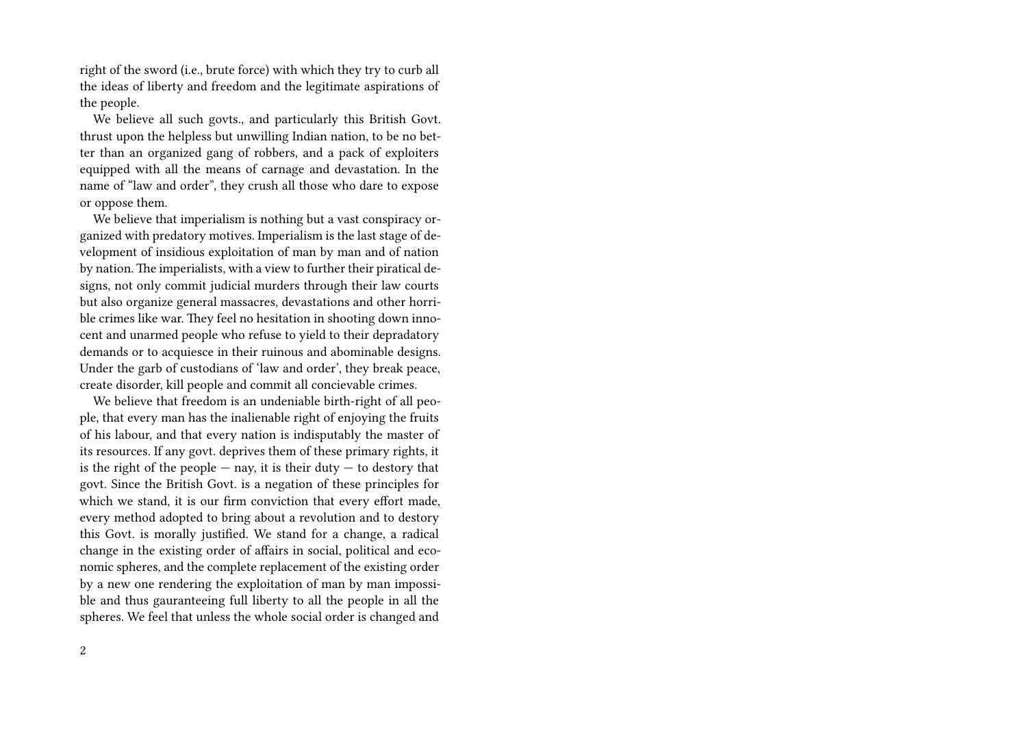right of the sword (i.e., brute force) with which they try to curb all the ideas of liberty and freedom and the legitimate aspirations of the people.

We believe all such govts., and particularly this British Govt. thrust upon the helpless but unwilling Indian nation, to be no better than an organized gang of robbers, and a pack of exploiters equipped with all the means of carnage and devastation. In the name of "law and order", they crush all those who dare to expose or oppose them.

We believe that imperialism is nothing but a vast conspiracy organized with predatory motives. Imperialism is the last stage of development of insidious exploitation of man by man and of nation by nation. The imperialists, with a view to further their piratical designs, not only commit judicial murders through their law courts but also organize general massacres, devastations and other horrible crimes like war. They feel no hesitation in shooting down innocent and unarmed people who refuse to yield to their depradatory demands or to acquiesce in their ruinous and abominable designs. Under the garb of custodians of 'law and order', they break peace, create disorder, kill people and commit all concievable crimes.

We believe that freedom is an undeniable birth-right of all people, that every man has the inalienable right of enjoying the fruits of his labour, and that every nation is indisputably the master of its resources. If any govt. deprives them of these primary rights, it is the right of the people — nay, it is their duty — to destory that govt. Since the British Govt. is a negation of these principles for which we stand, it is our firm conviction that every effort made, every method adopted to bring about a revolution and to destory this Govt. is morally justified. We stand for a change, a radical change in the existing order of affairs in social, political and economic spheres, and the complete replacement of the existing order by a new one rendering the exploitation of man by man impossible and thus gauranteeing full liberty to all the people in all the spheres. We feel that unless the whole social order is changed and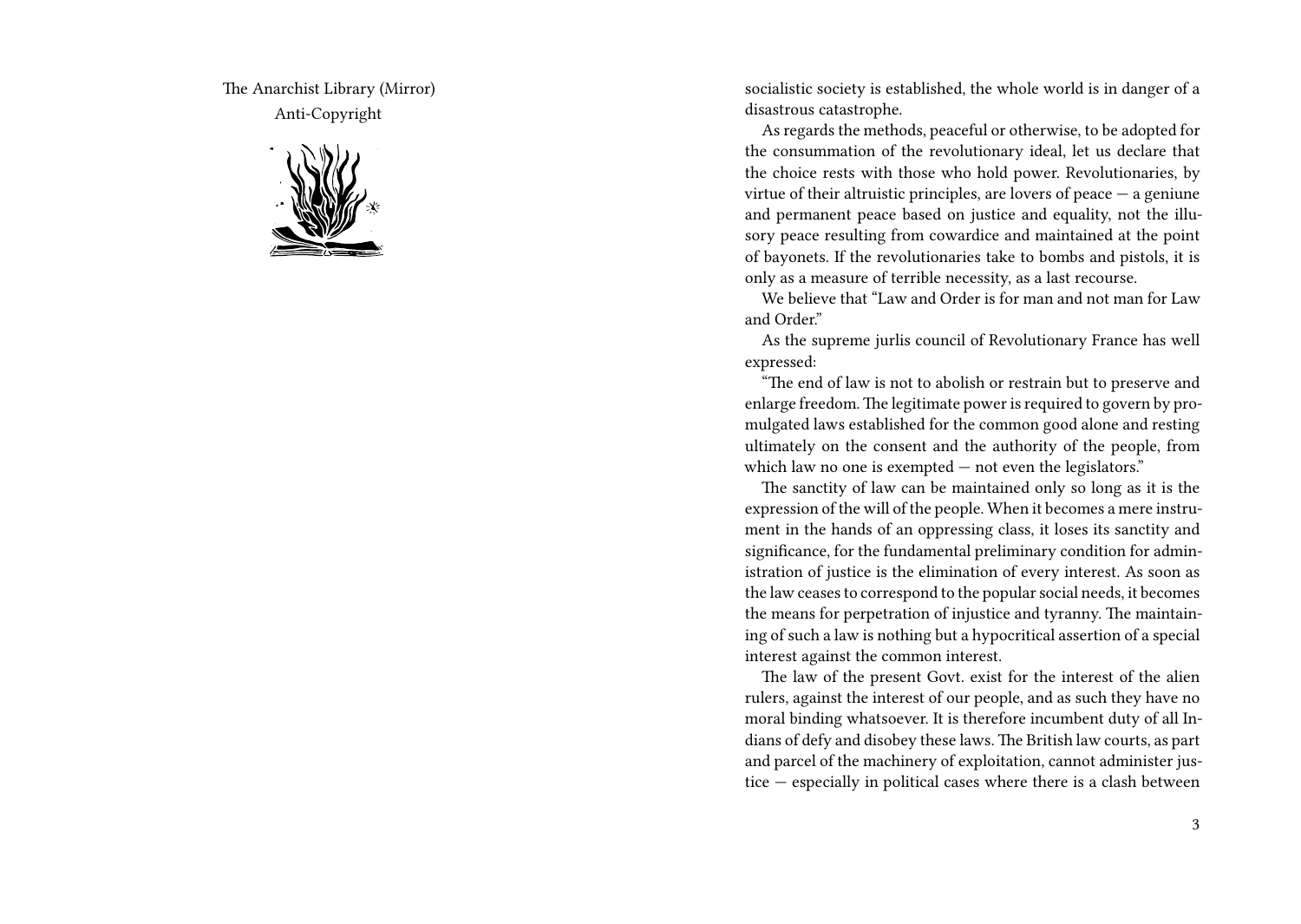The Anarchist Library (Mirror)

Anti-Copyright

socialistic society is established, the whole world is in danger of a disastrous catastrophe.

As regards the methods, peaceful or otherwise, to be adopted for the consummation of the revolutionary ideal, let us declare that the choice rests with those who hold power. Revolutionaries, by virtue of their altruistic principles, are lovers of peace — a geniune and permanent peace based on justice and equality, not the illusory peace resulting from cowardice and maintained at the point of bayonets. If the revolutionaries take to bombs and pistols, it is only as a measure of terrible necessity, as a last recourse.

We believe that "Law and Order is for man and not man for Law and Order."

As the supreme jurlis council of Revolutionary France has well expressed:

"The end of law is not to abolish or restrain but to preserve and enlarge freedom. The legitimate power is required to govern by promulgated laws established for the common good alone and resting ultimately on the consent and the authority of the people, from which law no one is exempted — not even the legislators."

The sanctity of law can be maintained only so long as it is the expression of the will of the people. When it becomes a mere instrument in the hands of an oppressing class, it loses its sanctity and significance, for the fundamental preliminary condition for administration of justice is the elimination of every interest. As soon as the law ceases to correspond to the popular social needs, it becomes the means for perpetration of injustice and tyranny. The maintaining of such a law is nothing but a hypocritical assertion of a special interest against the common interest.

The law of the present Govt. exist for the interest of the alien rulers, against the interest of our people, and as such they have no moral binding whatsoever. It is therefore incumbent duty of all Indians of defy and disobey these laws. The British law courts, as part and parcel of the machinery of exploitation, cannot administer justice — especially in political cases where there is a clash between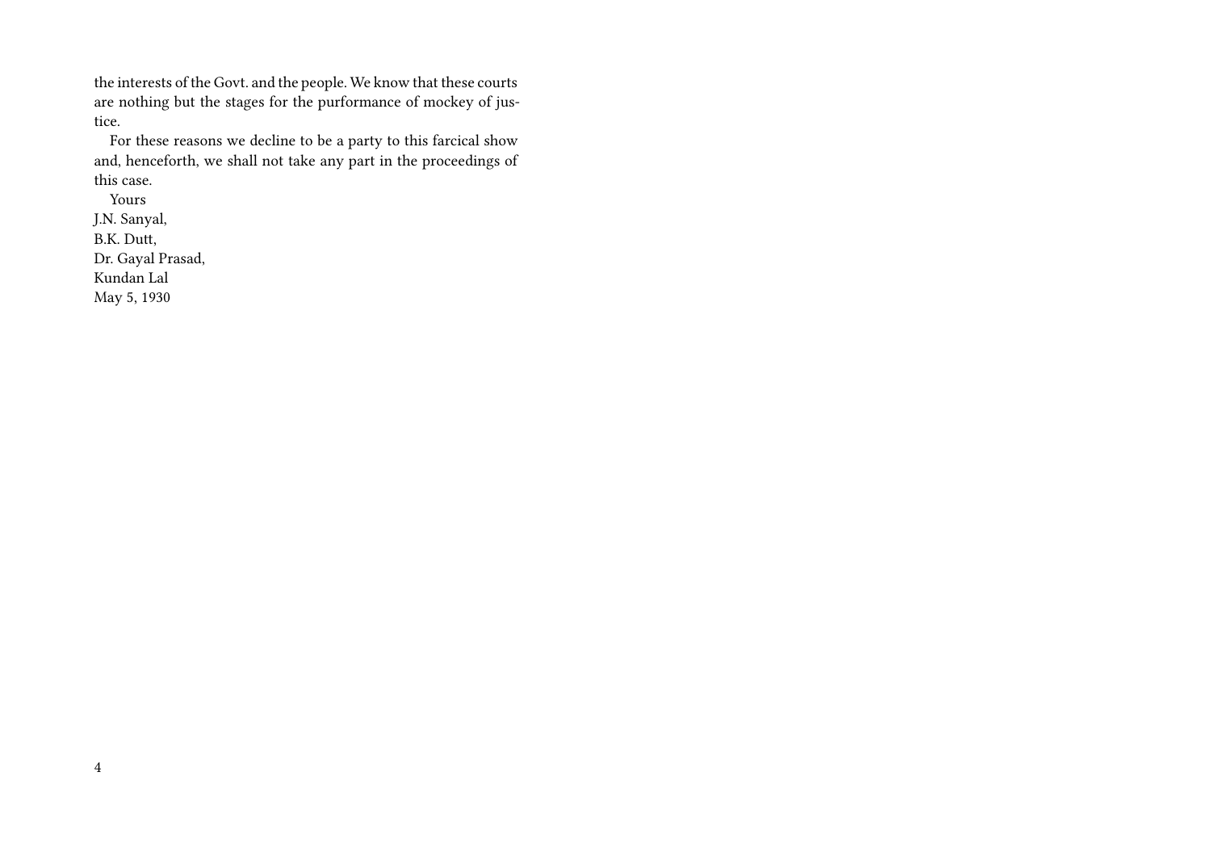the interests of the Govt. and the people. We know that these courts are nothing but the stages for the purformance of mockey of justice.

For these reasons we decline to be a party to this farcical show and, henceforth, we shall not take any part in the proceedings of this case.

Yours

J.N. Sanyal,
B.K. Dutt,
Dr. Gayal Prasad,
Kundan Lal
May 5, 1930